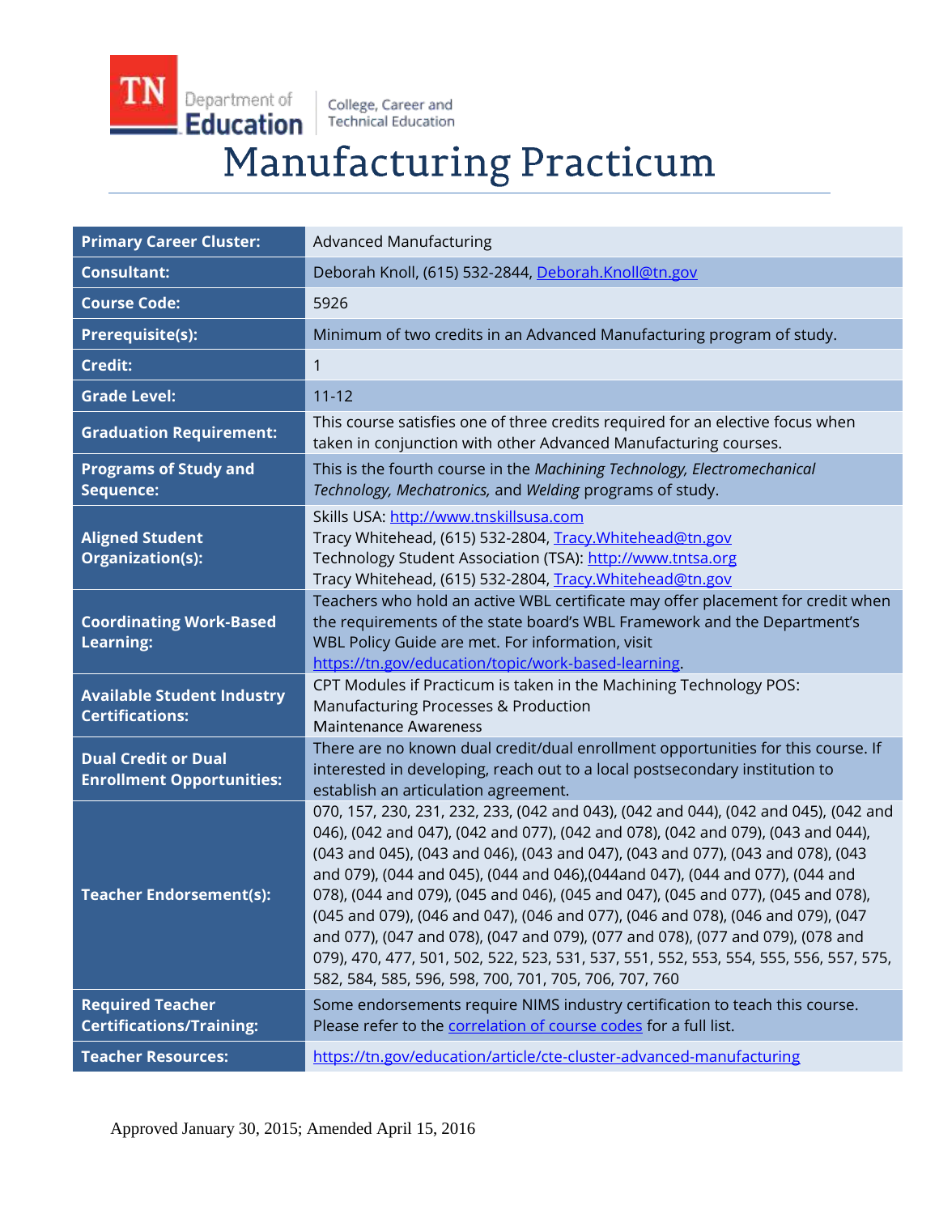TN Department of Education | College, Career and Technical Education

# Manufacturing Practicum

| | |
|---|---|
| **Primary Career Cluster:** | Advanced Manufacturing |
| **Consultant:** | Deborah Knoll, (615) 532-2844, Deborah.Knoll@tn.gov |
| **Course Code:** | 5926 |
| **Prerequisite(s):** | Minimum of two credits in an Advanced Manufacturing program of study. |
| **Credit:** | 1 |
| **Grade Level:** | 11-12 |
| **Graduation Requirement:** | This course satisfies one of three credits required for an elective focus when taken in conjunction with other Advanced Manufacturing courses. |
| **Programs of Study and Sequence:** | This is the fourth course in the *Machining Technology, Electromechanical Technology, Mechatronics,* and *Welding* programs of study. |
| **Aligned Student Organization(s):** | Skills USA: http://www.tnskillsusa.com<br>Tracy Whitehead, (615) 532-2804, Tracy.Whitehead@tn.gov<br>Technology Student Association (TSA): http://www.tntsa.org<br>Tracy Whitehead, (615) 532-2804, Tracy.Whitehead@tn.gov |
| **Coordinating Work-Based Learning:** | Teachers who hold an active WBL certificate may offer placement for credit when the requirements of the state board's WBL Framework and the Department's WBL Policy Guide are met. For information, visit https://tn.gov/education/topic/work-based-learning. |
| **Available Student Industry Certifications:** | CPT Modules if Practicum is taken in the Machining Technology POS:<br>Manufacturing Processes & Production<br>Maintenance Awareness |
| **Dual Credit or Dual Enrollment Opportunities:** | There are no known dual credit/dual enrollment opportunities for this course. If interested in developing, reach out to a local postsecondary institution to establish an articulation agreement. |
| **Teacher Endorsement(s):** | 070, 157, 230, 231, 232, 233, (042 and 043), (042 and 044), (042 and 045), (042 and 046), (042 and 047), (042 and 077), (042 and 078), (042 and 079), (043 and 044), (043 and 045), (043 and 046), (043 and 047), (043 and 077), (043 and 078), (043 and 079), (044 and 045), (044 and 046),(044and 047), (044 and 077), (044 and 078), (044 and 079), (045 and 046), (045 and 047), (045 and 077), (045 and 078), (045 and 079), (046 and 047), (046 and 077), (046 and 078), (046 and 079), (047 and 077), (047 and 078), (047 and 079), (077 and 078), (077 and 079), (078 and 079), 470, 477, 501, 502, 522, 523, 531, 537, 551, 552, 553, 554, 555, 556, 557, 575, 582, 584, 585, 596, 598, 700, 701, 705, 706, 707, 760 |
| **Required Teacher Certifications/Training:** | Some endorsements require NIMS industry certification to teach this course. Please refer to the correlation of course codes for a full list. |
| **Teacher Resources:** | https://tn.gov/education/article/cte-cluster-advanced-manufacturing |

Approved January 30, 2015; Amended April 15, 2016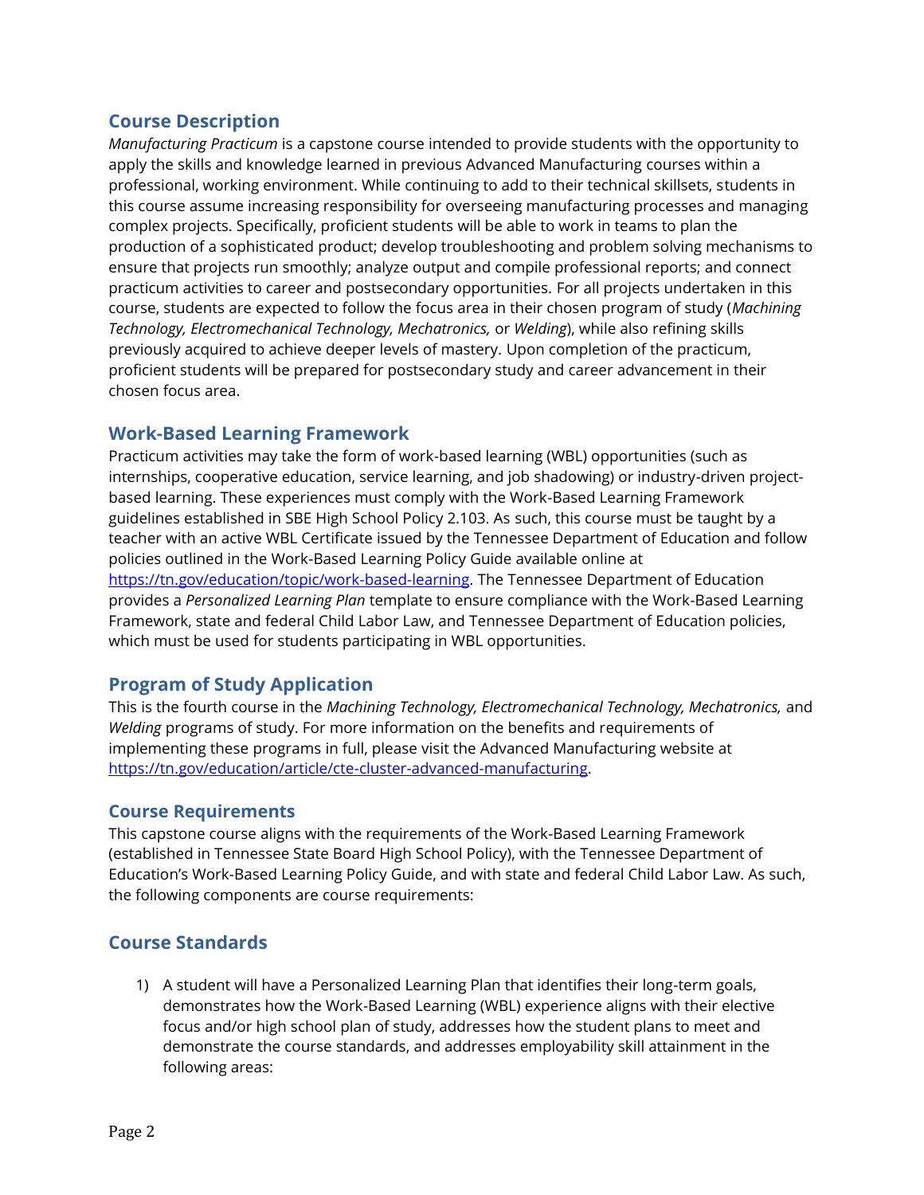## Course Description

*Manufacturing Practicum* is a capstone course intended to provide students with the opportunity to apply the skills and knowledge learned in previous Advanced Manufacturing courses within a professional, working environment. While continuing to add to their technical skillsets, students in this course assume increasing responsibility for overseeing manufacturing processes and managing complex projects. Specifically, proficient students will be able to work in teams to plan the production of a sophisticated product; develop troubleshooting and problem solving mechanisms to ensure that projects run smoothly; analyze output and compile professional reports; and connect practicum activities to career and postsecondary opportunities. For all projects undertaken in this course, students are expected to follow the focus area in their chosen program of study (*Machining Technology, Electromechanical Technology, Mechatronics,* or *Welding*), while also refining skills previously acquired to achieve deeper levels of mastery. Upon completion of the practicum, proficient students will be prepared for postsecondary study and career advancement in their chosen focus area.

## Work-Based Learning Framework

Practicum activities may take the form of work-based learning (WBL) opportunities (such as internships, cooperative education, service learning, and job shadowing) or industry-driven project-based learning. These experiences must comply with the Work-Based Learning Framework guidelines established in SBE High School Policy 2.103. As such, this course must be taught by a teacher with an active WBL Certificate issued by the Tennessee Department of Education and follow policies outlined in the Work-Based Learning Policy Guide available online at https://tn.gov/education/topic/work-based-learning. The Tennessee Department of Education provides a *Personalized Learning Plan* template to ensure compliance with the Work-Based Learning Framework, state and federal Child Labor Law, and Tennessee Department of Education policies, which must be used for students participating in WBL opportunities.

## Program of Study Application

This is the fourth course in the *Machining Technology, Electromechanical Technology, Mechatronics,* and *Welding* programs of study. For more information on the benefits and requirements of implementing these programs in full, please visit the Advanced Manufacturing website at https://tn.gov/education/article/cte-cluster-advanced-manufacturing.

## Course Requirements

This capstone course aligns with the requirements of the Work-Based Learning Framework (established in Tennessee State Board High School Policy), with the Tennessee Department of Education's Work-Based Learning Policy Guide, and with state and federal Child Labor Law. As such, the following components are course requirements:

## Course Standards

1) A student will have a Personalized Learning Plan that identifies their long-term goals, demonstrates how the Work-Based Learning (WBL) experience aligns with their elective focus and/or high school plan of study, addresses how the student plans to meet and demonstrate the course standards, and addresses employability skill attainment in the following areas: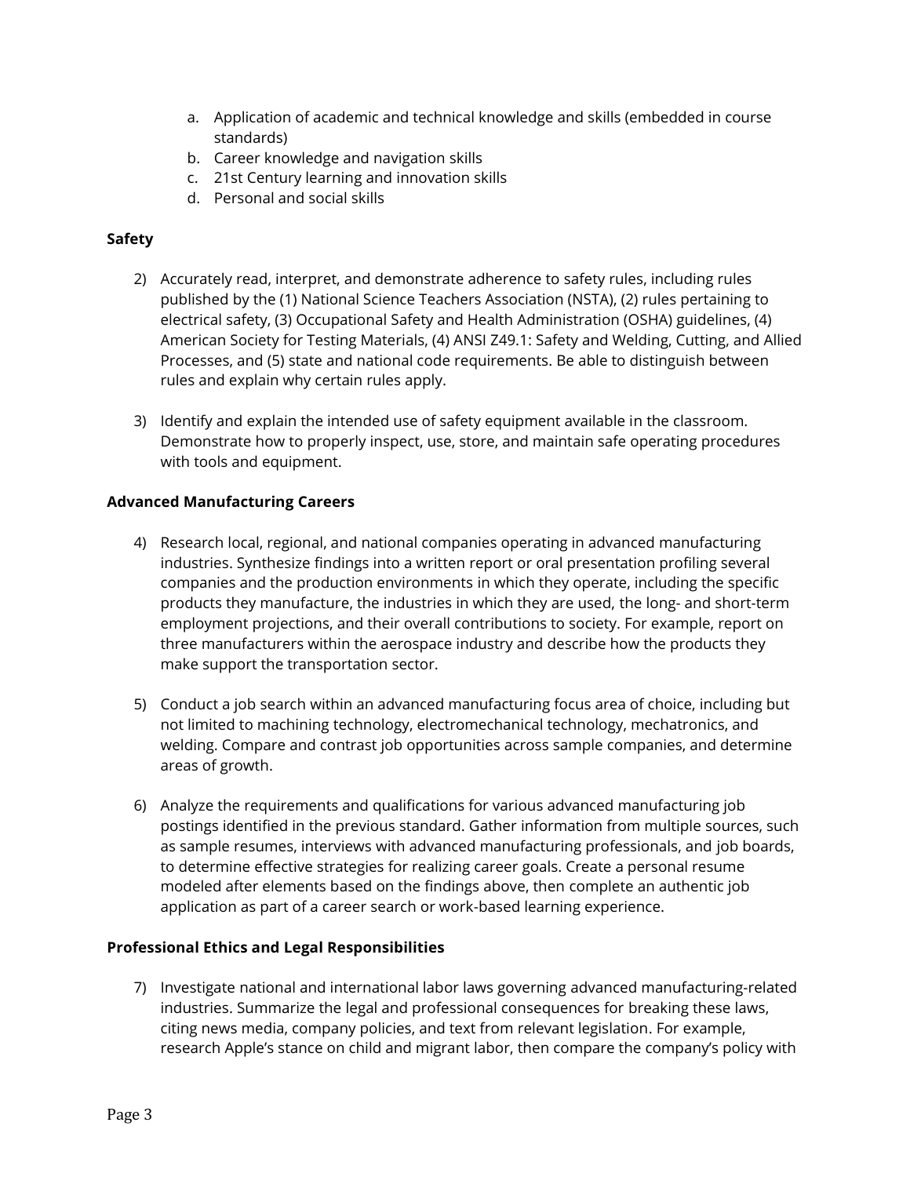a. Application of academic and technical knowledge and skills (embedded in course standards)
   b. Career knowledge and navigation skills
   c. 21st Century learning and innovation skills
   d. Personal and social skills

**Safety**

2) Accurately read, interpret, and demonstrate adherence to safety rules, including rules published by the (1) National Science Teachers Association (NSTA), (2) rules pertaining to electrical safety, (3) Occupational Safety and Health Administration (OSHA) guidelines, (4) American Society for Testing Materials, (4) ANSI Z49.1: Safety and Welding, Cutting, and Allied Processes, and (5) state and national code requirements. Be able to distinguish between rules and explain why certain rules apply.

3) Identify and explain the intended use of safety equipment available in the classroom. Demonstrate how to properly inspect, use, store, and maintain safe operating procedures with tools and equipment.

**Advanced Manufacturing Careers**

4) Research local, regional, and national companies operating in advanced manufacturing industries. Synthesize findings into a written report or oral presentation profiling several companies and the production environments in which they operate, including the specific products they manufacture, the industries in which they are used, the long- and short-term employment projections, and their overall contributions to society. For example, report on three manufacturers within the aerospace industry and describe how the products they make support the transportation sector.

5) Conduct a job search within an advanced manufacturing focus area of choice, including but not limited to machining technology, electromechanical technology, mechatronics, and welding. Compare and contrast job opportunities across sample companies, and determine areas of growth.

6) Analyze the requirements and qualifications for various advanced manufacturing job postings identified in the previous standard. Gather information from multiple sources, such as sample resumes, interviews with advanced manufacturing professionals, and job boards, to determine effective strategies for realizing career goals. Create a personal resume modeled after elements based on the findings above, then complete an authentic job application as part of a career search or work-based learning experience.

**Professional Ethics and Legal Responsibilities**

7) Investigate national and international labor laws governing advanced manufacturing-related industries. Summarize the legal and professional consequences for breaking these laws, citing news media, company policies, and text from relevant legislation. For example, research Apple's stance on child and migrant labor, then compare the company's policy with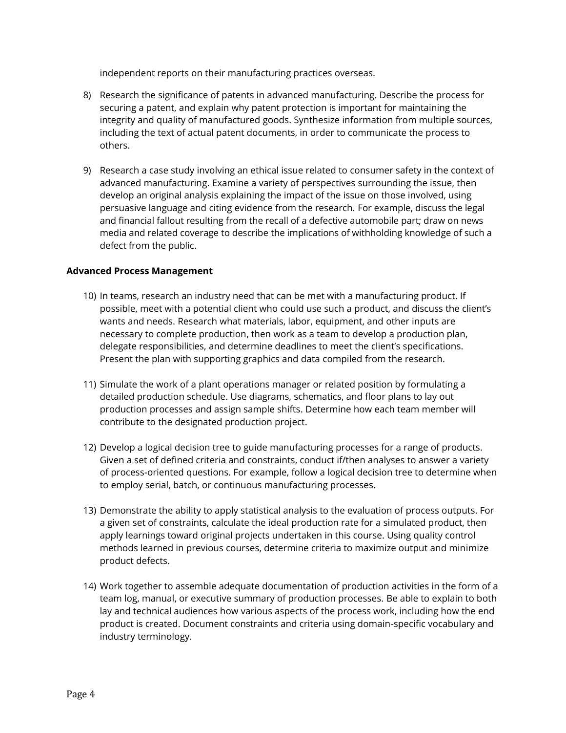independent reports on their manufacturing practices overseas.

8) Research the significance of patents in advanced manufacturing. Describe the process for securing a patent, and explain why patent protection is important for maintaining the integrity and quality of manufactured goods. Synthesize information from multiple sources, including the text of actual patent documents, in order to communicate the process to others.

9) Research a case study involving an ethical issue related to consumer safety in the context of advanced manufacturing. Examine a variety of perspectives surrounding the issue, then develop an original analysis explaining the impact of the issue on those involved, using persuasive language and citing evidence from the research. For example, discuss the legal and financial fallout resulting from the recall of a defective automobile part; draw on news media and related coverage to describe the implications of withholding knowledge of such a defect from the public.

**Advanced Process Management**

10) In teams, research an industry need that can be met with a manufacturing product. If possible, meet with a potential client who could use such a product, and discuss the client's wants and needs. Research what materials, labor, equipment, and other inputs are necessary to complete production, then work as a team to develop a production plan, delegate responsibilities, and determine deadlines to meet the client's specifications. Present the plan with supporting graphics and data compiled from the research.

11) Simulate the work of a plant operations manager or related position by formulating a detailed production schedule. Use diagrams, schematics, and floor plans to lay out production processes and assign sample shifts. Determine how each team member will contribute to the designated production project.

12) Develop a logical decision tree to guide manufacturing processes for a range of products. Given a set of defined criteria and constraints, conduct if/then analyses to answer a variety of process-oriented questions. For example, follow a logical decision tree to determine when to employ serial, batch, or continuous manufacturing processes.

13) Demonstrate the ability to apply statistical analysis to the evaluation of process outputs. For a given set of constraints, calculate the ideal production rate for a simulated product, then apply learnings toward original projects undertaken in this course. Using quality control methods learned in previous courses, determine criteria to maximize output and minimize product defects.

14) Work together to assemble adequate documentation of production activities in the form of a team log, manual, or executive summary of production processes. Be able to explain to both lay and technical audiences how various aspects of the process work, including how the end product is created. Document constraints and criteria using domain-specific vocabulary and industry terminology.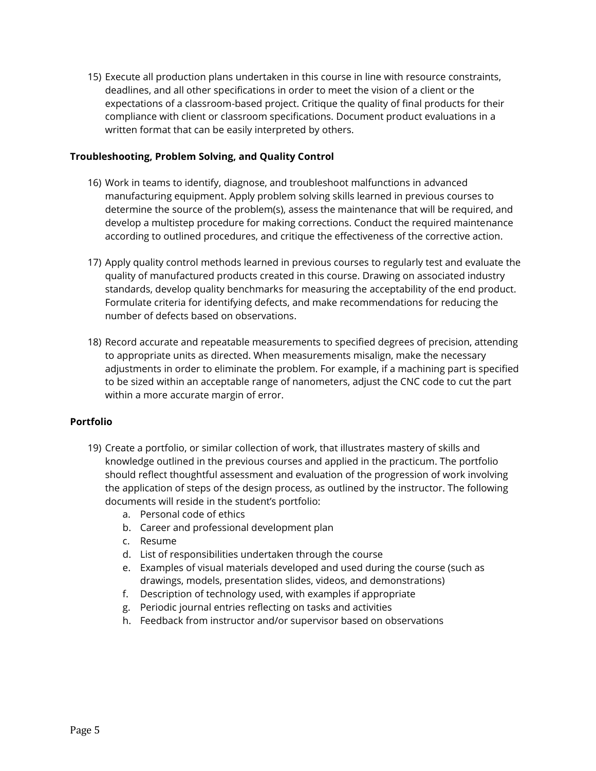15) Execute all production plans undertaken in this course in line with resource constraints, deadlines, and all other specifications in order to meet the vision of a client or the expectations of a classroom-based project. Critique the quality of final products for their compliance with client or classroom specifications. Document product evaluations in a written format that can be easily interpreted by others.

**Troubleshooting, Problem Solving, and Quality Control**

16) Work in teams to identify, diagnose, and troubleshoot malfunctions in advanced manufacturing equipment. Apply problem solving skills learned in previous courses to determine the source of the problem(s), assess the maintenance that will be required, and develop a multistep procedure for making corrections. Conduct the required maintenance according to outlined procedures, and critique the effectiveness of the corrective action.

17) Apply quality control methods learned in previous courses to regularly test and evaluate the quality of manufactured products created in this course. Drawing on associated industry standards, develop quality benchmarks for measuring the acceptability of the end product. Formulate criteria for identifying defects, and make recommendations for reducing the number of defects based on observations.

18) Record accurate and repeatable measurements to specified degrees of precision, attending to appropriate units as directed. When measurements misalign, make the necessary adjustments in order to eliminate the problem. For example, if a machining part is specified to be sized within an acceptable range of nanometers, adjust the CNC code to cut the part within a more accurate margin of error.

**Portfolio**

19) Create a portfolio, or similar collection of work, that illustrates mastery of skills and knowledge outlined in the previous courses and applied in the practicum. The portfolio should reflect thoughtful assessment and evaluation of the progression of work involving the application of steps of the design process, as outlined by the instructor. The following documents will reside in the student's portfolio:
    a. Personal code of ethics
    b. Career and professional development plan
    c. Resume
    d. List of responsibilities undertaken through the course
    e. Examples of visual materials developed and used during the course (such as drawings, models, presentation slides, videos, and demonstrations)
    f. Description of technology used, with examples if appropriate
    g. Periodic journal entries reflecting on tasks and activities
    h. Feedback from instructor and/or supervisor based on observations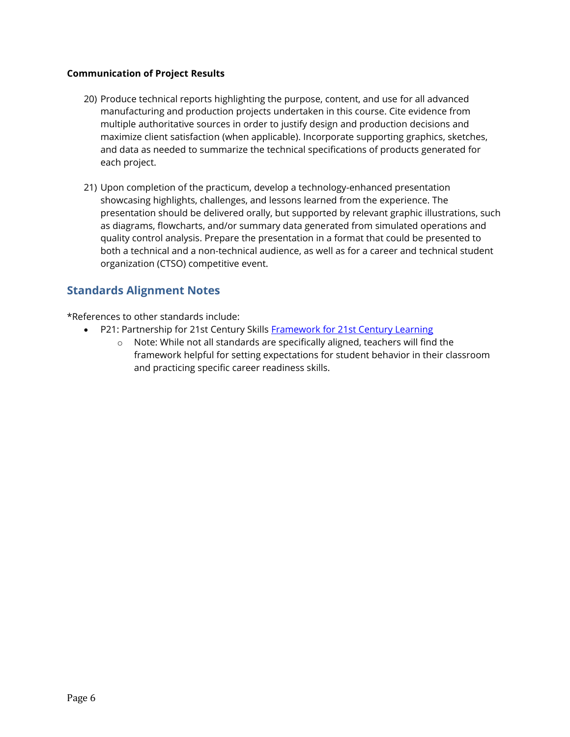**Communication of Project Results**

20) Produce technical reports highlighting the purpose, content, and use for all advanced manufacturing and production projects undertaken in this course. Cite evidence from multiple authoritative sources in order to justify design and production decisions and maximize client satisfaction (when applicable). Incorporate supporting graphics, sketches, and data as needed to summarize the technical specifications of products generated for each project.

21) Upon completion of the practicum, develop a technology-enhanced presentation showcasing highlights, challenges, and lessons learned from the experience. The presentation should be delivered orally, but supported by relevant graphic illustrations, such as diagrams, flowcharts, and/or summary data generated from simulated operations and quality control analysis. Prepare the presentation in a format that could be presented to both a technical and a non-technical audience, as well as for a career and technical student organization (CTSO) competitive event.

## Standards Alignment Notes

*References to other standards include:

- P21: Partnership for 21st Century Skills Framework for 21st Century Learning
    - Note: While not all standards are specifically aligned, teachers will find the framework helpful for setting expectations for student behavior in their classroom and practicing specific career readiness skills.